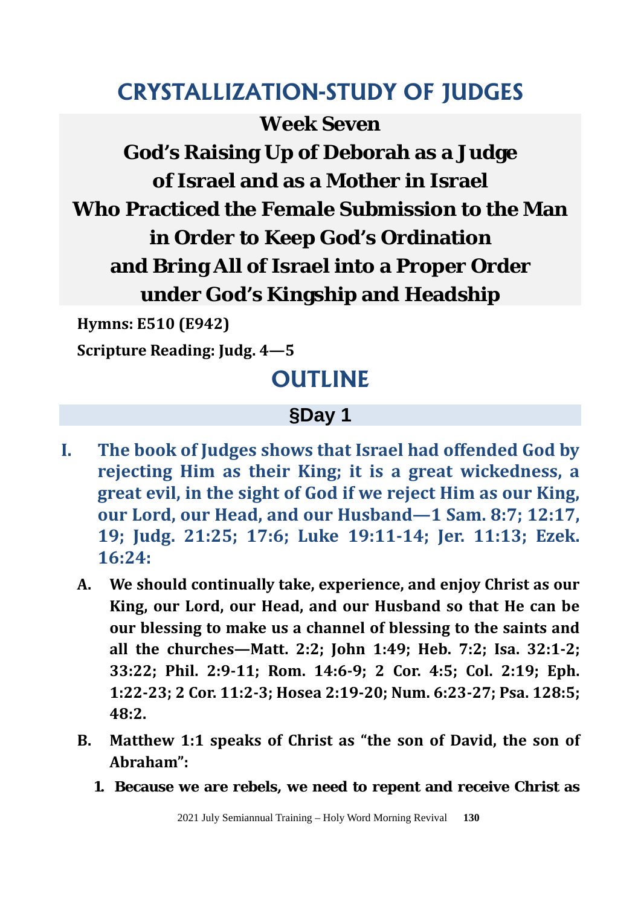# CRYSTALLIZATION-STUDY OF JUDGES

## Week Seven

## God's Raising Up of Deborah as a Judge of Israel and as a Mother in Israel Who Practiced the Female Submission to the Man in Order to Keep God's Ordination and Bring All of Israel into a Proper Order under God's Kingship and Headship

**Hymns: E510 (E942)**

**Scripture Reading: Judg. 4—5**

## OUTLINE

### §Day 1

**I. The book of Judges shows that Israel had offended God by rejecting Him as their King; it is a great wickedness, a great evil, in the sight of God if we reject Him as our King, our Lord, our Head, and our Husband—1 Sam. 8:7; 12:17, 19; Judg. 21:25; 17:6; Luke 19:11-14; Jer. 11:13; Ezek. 16:24:**

- **A. We should continually take, experience, and enjoy Christ as our King, our Lord, our Head, and our Husband so that He can be our blessing to make us a channel of blessing to the saints and all the churches—Matt. 2:2; John 1:49; Heb. 7:2; Isa. 32:1-2; 33:22; Phil. 2:9-11; Rom. 14:6-9; 2 Cor. 4:5; Col. 2:19; Eph. 1:22-23; 2 Cor. 11:2-3; Hosea 2:19-20; Num. 6:23-27; Psa. 128:5; 48:2.**

- **B. Matthew 1:1 speaks of Christ as "the son of David, the son of Abraham":**

  1. **Because we are rebels, we need to repent and receive Christ as**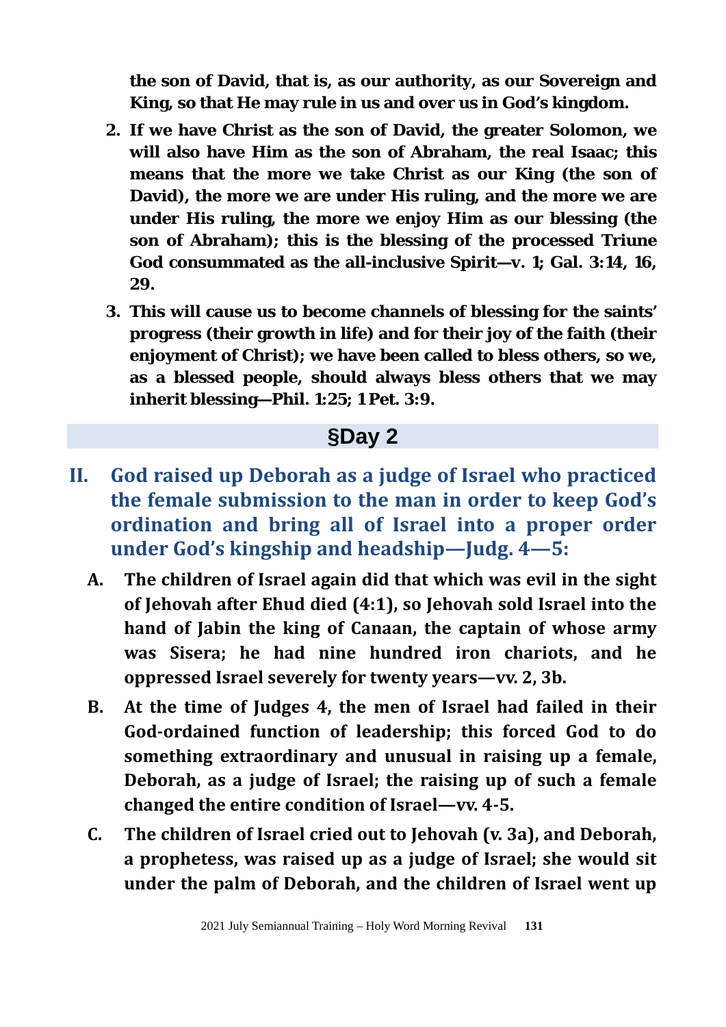**the son of David, that is, as our authority, as our Sovereign and King, so that He may rule in us and over us in God's kingdom.**

2. **If we have Christ as the son of David, the greater Solomon, we will also have Him as the son of Abraham, the real Isaac; this means that the more we take Christ as our King (the son of David), the more we are under His ruling, and the more we are under His ruling, the more we enjoy Him as our blessing (the son of Abraham); this is the blessing of the processed Triune God consummated as the all-inclusive Spirit—v. 1; Gal. 3:14, 16, 29.**
3. **This will cause us to become channels of blessing for the saints' progress (their growth in life) and for their joy of the faith (their enjoyment of Christ); we have been called to bless others, so we, as a blessed people, should always bless others that we may inherit blessing—Phil. 1:25; 1 Pet. 3:9.**

## §Day 2

## II. God raised up Deborah as a judge of Israel who practiced the female submission to the man in order to keep God's ordination and bring all of Israel into a proper order under God's kingship and headship—Judg. 4—5:

A. **The children of Israel again did that which was evil in the sight of Jehovah after Ehud died (4:1), so Jehovah sold Israel into the hand of Jabin the king of Canaan, the captain of whose army was Sisera; he had nine hundred iron chariots, and he oppressed Israel severely for twenty years—vv. 2, 3b.**

B. **At the time of Judges 4, the men of Israel had failed in their God-ordained function of leadership; this forced God to do something extraordinary and unusual in raising up a female, Deborah, as a judge of Israel; the raising up of such a female changed the entire condition of Israel—vv. 4-5.**

C. **The children of Israel cried out to Jehovah (v. 3a), and Deborah, a prophetess, was raised up as a judge of Israel; she would sit under the palm of Deborah, and the children of Israel went up**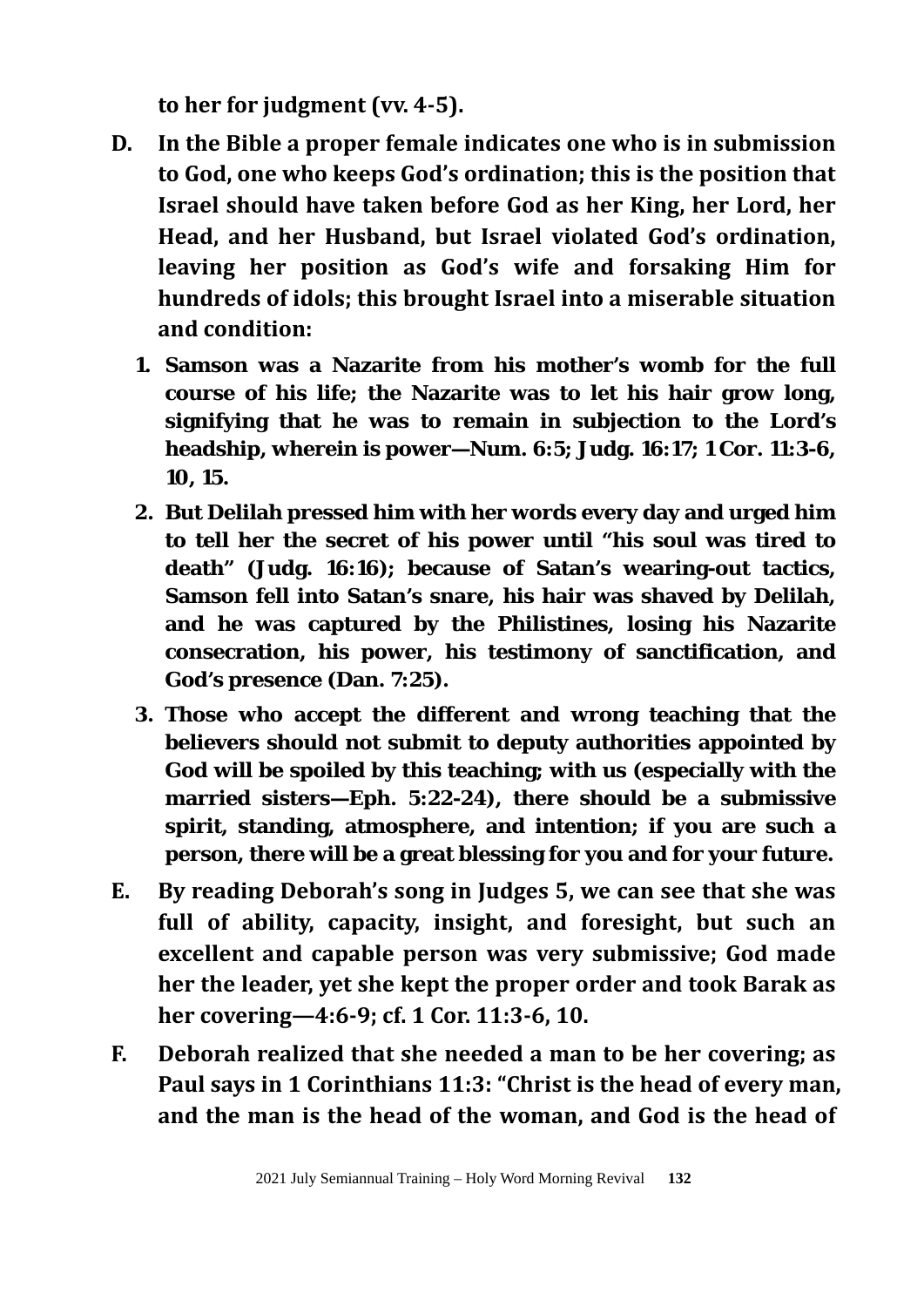**to her for judgment (vv. 4-5).**

**D. In the Bible a proper female indicates one who is in submission to God, one who keeps God's ordination; this is the position that Israel should have taken before God as her King, her Lord, her Head, and her Husband, but Israel violated God's ordination, leaving her position as God's wife and forsaking Him for hundreds of idols; this brought Israel into a miserable situation and condition:**

1. **Samson was a Nazarite from his mother's womb for the full course of his life; the Nazarite was to let his hair grow long, signifying that he was to remain in subjection to the Lord's headship, wherein is power—Num. 6:5; Judg. 16:17; 1 Cor. 11:3-6, 10, 15.**
2. **But Delilah pressed him with her words every day and urged him to tell her the secret of his power until "his soul was tired to death" (Judg. 16:16); because of Satan's wearing-out tactics, Samson fell into Satan's snare, his hair was shaved by Delilah, and he was captured by the Philistines, losing his Nazarite consecration, his power, his testimony of sanctification, and God's presence (Dan. 7:25).**
3. **Those who accept the different and wrong teaching that the believers should not submit to deputy authorities appointed by God will be spoiled by this teaching; with us (especially with the married sisters—Eph. 5:22-24), there should be a submissive spirit, standing, atmosphere, and intention; if you are such a person, there will be a great blessing for you and for your future.**

**E. By reading Deborah's song in Judges 5, we can see that she was full of ability, capacity, insight, and foresight, but such an excellent and capable person was very submissive; God made her the leader, yet she kept the proper order and took Barak as her covering—4:6-9; cf. 1 Cor. 11:3-6, 10.**

**F. Deborah realized that she needed a man to be her covering; as Paul says in 1 Corinthians 11:3: "Christ is the head of every man, and the man is the head of the woman, and God is the head of**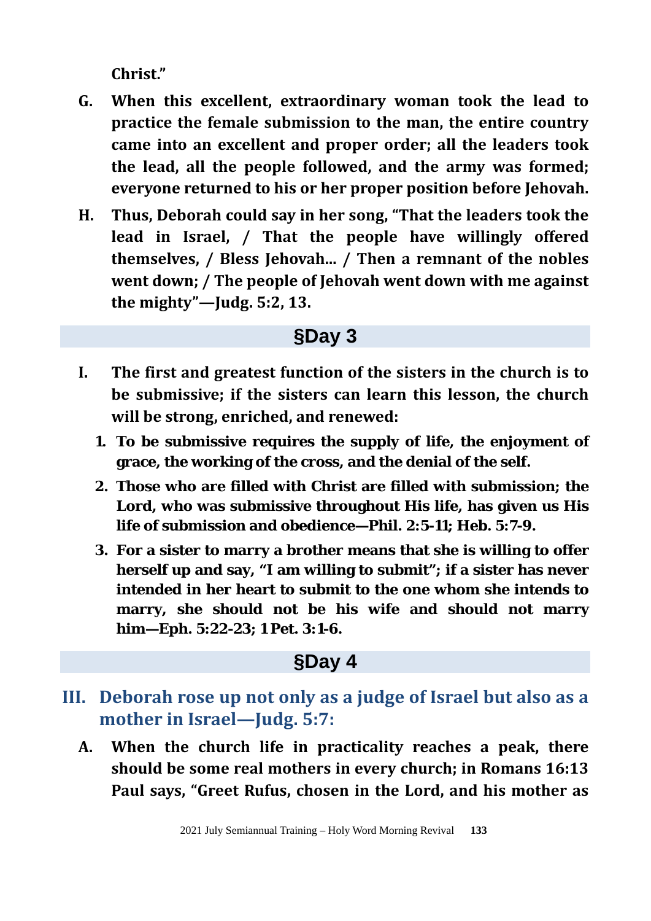**Christ."**

**G. When this excellent, extraordinary woman took the lead to practice the female submission to the man, the entire country came into an excellent and proper order; all the leaders took the lead, all the people followed, and the army was formed; everyone returned to his or her proper position before Jehovah.**

**H. Thus, Deborah could say in her song, "That the leaders took the lead in Israel, / That the people have willingly offered themselves, / Bless Jehovah... / Then a remnant of the nobles went down; / The people of Jehovah went down with me against the mighty"—Judg. 5:2, 13.**

## §Day 3

**I. The first and greatest function of the sisters in the church is to be submissive; if the sisters can learn this lesson, the church will be strong, enriched, and renewed:**

1. **To be submissive requires the supply of life, the enjoyment of grace, the working of the cross, and the denial of the self.**
2. **Those who are filled with Christ are filled with submission; the Lord, who was submissive throughout His life, has given us His life of submission and obedience—Phil. 2:5-11; Heb. 5:7-9.**
3. **For a sister to marry a brother means that she is willing to offer herself up and say, "I am willing to submit"; if a sister has never intended in her heart to submit to the one whom she intends to marry, she should not be his wife and should not marry him—Eph. 5:22-23; 1 Pet. 3:1-6.**

## §Day 4

## III. Deborah rose up not only as a judge of Israel but also as a mother in Israel—Judg. 5:7:

**A. When the church life in practicality reaches a peak, there should be some real mothers in every church; in Romans 16:13 Paul says, "Greet Rufus, chosen in the Lord, and his mother as**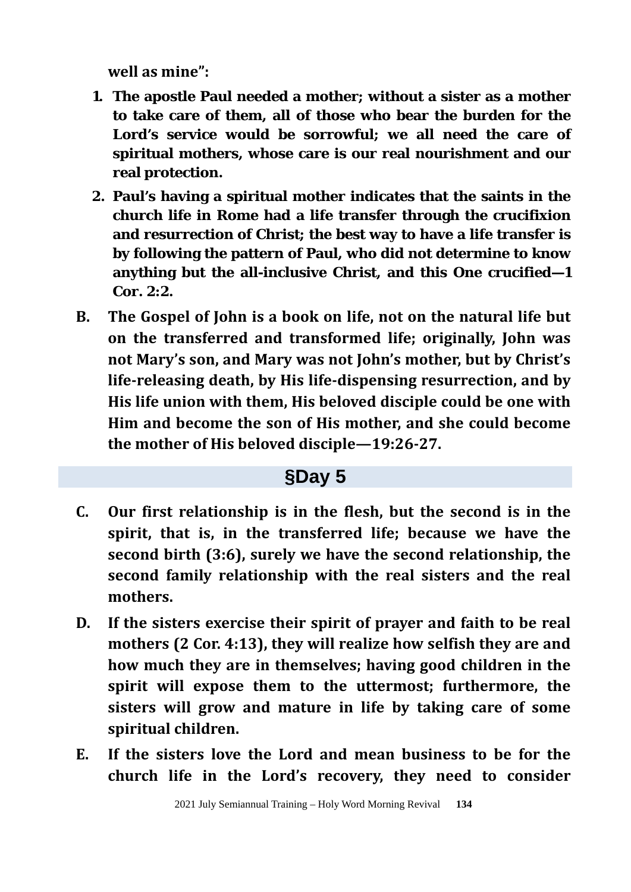**well as mine":**

1. **The apostle Paul needed a mother; without a sister as a mother to take care of them, all of those who bear the burden for the Lord's service would be sorrowful; we all need the care of spiritual mothers, whose care is our real nourishment and our real protection.**
2. **Paul's having a spiritual mother indicates that the saints in the church life in Rome had a life transfer through the crucifixion and resurrection of Christ; the best way to have a life transfer is by following the pattern of Paul, who did not determine to know anything but the all-inclusive Christ, and this One crucified—1 Cor. 2:2.**

**B. The Gospel of John is a book on life, not on the natural life but on the transferred and transformed life; originally, John was not Mary's son, and Mary was not John's mother, but by Christ's life-releasing death, by His life-dispensing resurrection, and by His life union with them, His beloved disciple could be one with Him and become the son of His mother, and she could become the mother of His beloved disciple—19:26-27.**

## §Day 5

**C. Our first relationship is in the flesh, but the second is in the spirit, that is, in the transferred life; because we have the second birth (3:6), surely we have the second relationship, the second family relationship with the real sisters and the real mothers.**

**D. If the sisters exercise their spirit of prayer and faith to be real mothers (2 Cor. 4:13), they will realize how selfish they are and how much they are in themselves; having good children in the spirit will expose them to the uttermost; furthermore, the sisters will grow and mature in life by taking care of some spiritual children.**

**E. If the sisters love the Lord and mean business to be for the church life in the Lord's recovery, they need to consider**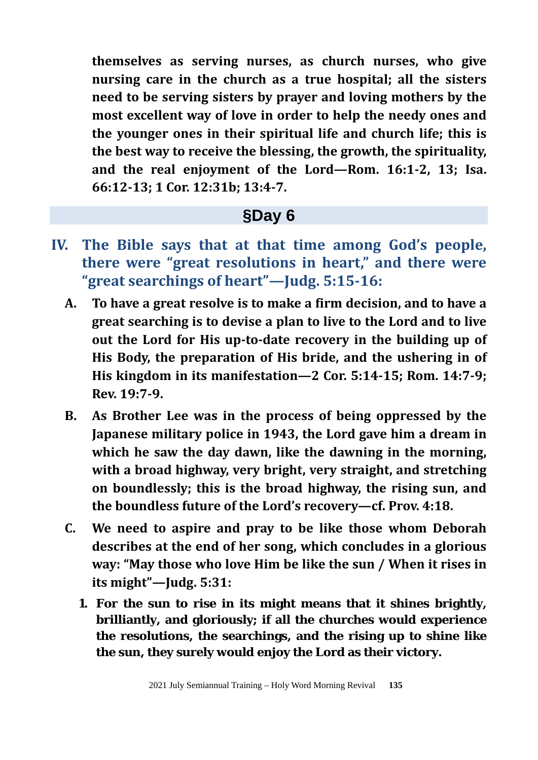**themselves as serving nurses, as church nurses, who give nursing care in the church as a true hospital; all the sisters need to be serving sisters by prayer and loving mothers by the most excellent way of love in order to help the needy ones and the younger ones in their spiritual life and church life; this is the best way to receive the blessing, the growth, the spirituality, and the real enjoyment of the Lord—Rom. 16:1-2, 13; Isa. 66:12-13; 1 Cor. 12:31b; 13:4-7.**

## §Day 6

### IV. The Bible says that at that time among God's people, there were "great resolutions in heart," and there were "great searchings of heart"—Judg. 5:15-16:

**A. To have a great resolve is to make a firm decision, and to have a great searching is to devise a plan to live to the Lord and to live out the Lord for His up-to-date recovery in the building up of His Body, the preparation of His bride, and the ushering in of His kingdom in its manifestation—2 Cor. 5:14-15; Rom. 14:7-9; Rev. 19:7-9.**

**B. As Brother Lee was in the process of being oppressed by the Japanese military police in 1943, the Lord gave him a dream in which he saw the day dawn, like the dawning in the morning, with a broad highway, very bright, very straight, and stretching on boundlessly; this is the broad highway, the rising sun, and the boundless future of the Lord's recovery—cf. Prov. 4:18.**

**C. We need to aspire and pray to be like those whom Deborah describes at the end of her song, which concludes in a glorious way: "May those who love Him be like the sun / When it rises in its might"—Judg. 5:31:**

1. **For the sun to rise in its might means that it shines brightly, brilliantly, and gloriously; if all the churches would experience the resolutions, the searchings, and the rising up to shine like the sun, they surely would enjoy the Lord as their victory.**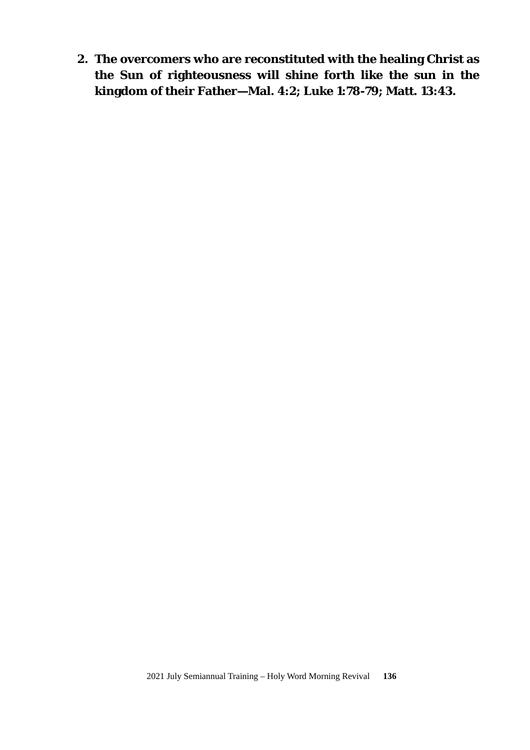2. **The overcomers who are reconstituted with the healing Christ as the Sun of righteousness will shine forth like the sun in the kingdom of their Father—Mal. 4:2; Luke 1:78-79; Matt. 13:43.**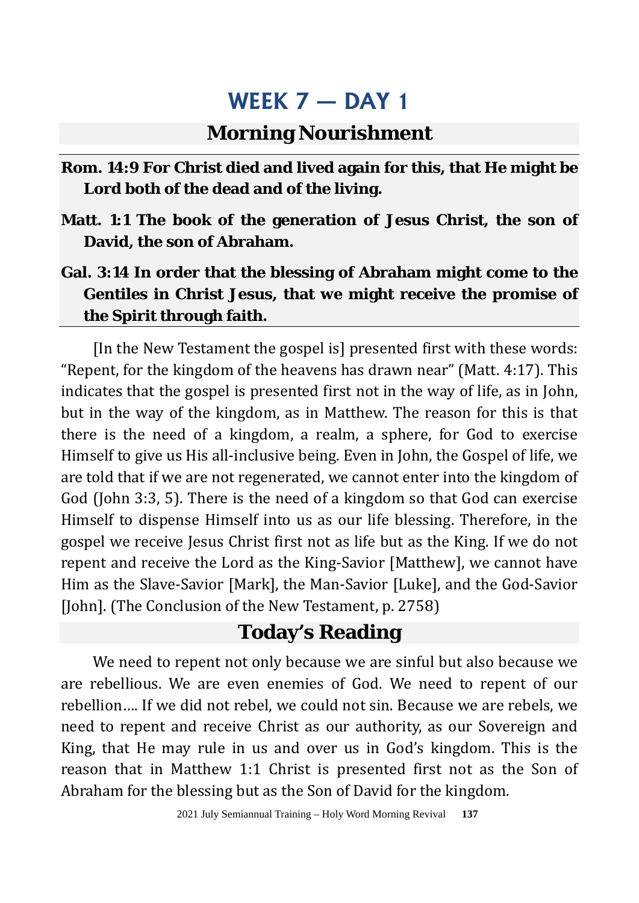# WEEK 7 — DAY 1

## Morning Nourishment

**Rom. 14:9 For Christ died and lived again for this, that He might be Lord both of the dead and of the living.**

**Matt. 1:1 The book of the generation of Jesus Christ, the son of David, the son of Abraham.**

**Gal. 3:14 In order that the blessing of Abraham might come to the Gentiles in Christ Jesus, that we might receive the promise of the Spirit through faith.**

[In the New Testament the gospel is] presented first with these words: "Repent, for the kingdom of the heavens has drawn near" (Matt. 4:17). This indicates that the gospel is presented first not in the way of life, as in John, but in the way of the kingdom, as in Matthew. The reason for this is that there is the need of a kingdom, a realm, a sphere, for God to exercise Himself to give us His all-inclusive being. Even in John, the Gospel of life, we are told that if we are not regenerated, we cannot enter into the kingdom of God (John 3:3, 5). There is the need of a kingdom so that God can exercise Himself to dispense Himself into us as our life blessing. Therefore, in the gospel we receive Jesus Christ first not as life but as the King. If we do not repent and receive the Lord as the King-Savior [Matthew], we cannot have Him as the Slave-Savior [Mark], the Man-Savior [Luke], and the God-Savior [John]. (The Conclusion of the New Testament, p. 2758)

## Today's Reading

We need to repent not only because we are sinful but also because we are rebellious. We are even enemies of God. We need to repent of our rebellion.... If we did not rebel, we could not sin. Because we are rebels, we need to repent and receive Christ as our authority, as our Sovereign and King, that He may rule in us and over us in God's kingdom. This is the reason that in Matthew 1:1 Christ is presented first not as the Son of Abraham for the blessing but as the Son of David for the kingdom.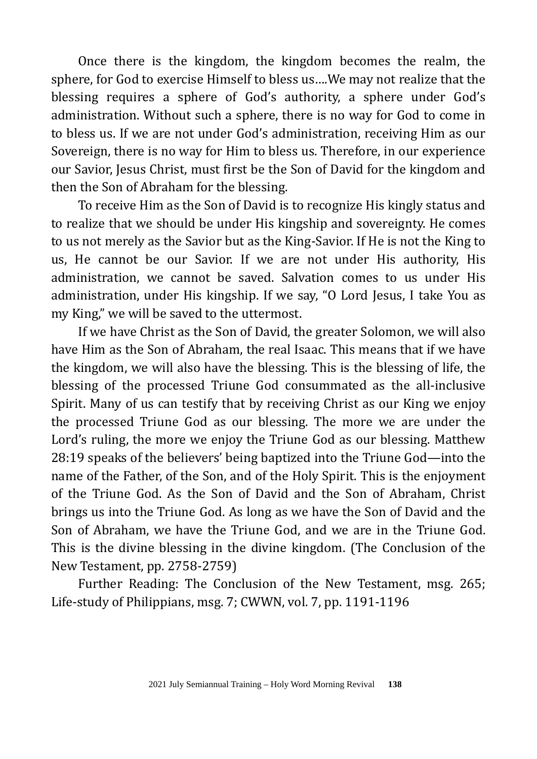Once there is the kingdom, the kingdom becomes the realm, the sphere, for God to exercise Himself to bless us….We may not realize that the blessing requires a sphere of God's authority, a sphere under God's administration. Without such a sphere, there is no way for God to come in to bless us. If we are not under God's administration, receiving Him as our Sovereign, there is no way for Him to bless us. Therefore, in our experience our Savior, Jesus Christ, must first be the Son of David for the kingdom and then the Son of Abraham for the blessing.

To receive Him as the Son of David is to recognize His kingly status and to realize that we should be under His kingship and sovereignty. He comes to us not merely as the Savior but as the King-Savior. If He is not the King to us, He cannot be our Savior. If we are not under His authority, His administration, we cannot be saved. Salvation comes to us under His administration, under His kingship. If we say, "O Lord Jesus, I take You as my King," we will be saved to the uttermost.

If we have Christ as the Son of David, the greater Solomon, we will also have Him as the Son of Abraham, the real Isaac. This means that if we have the kingdom, we will also have the blessing. This is the blessing of life, the blessing of the processed Triune God consummated as the all-inclusive Spirit. Many of us can testify that by receiving Christ as our King we enjoy the processed Triune God as our blessing. The more we are under the Lord's ruling, the more we enjoy the Triune God as our blessing. Matthew 28:19 speaks of the believers' being baptized into the Triune God—into the name of the Father, of the Son, and of the Holy Spirit. This is the enjoyment of the Triune God. As the Son of David and the Son of Abraham, Christ brings us into the Triune God. As long as we have the Son of David and the Son of Abraham, we have the Triune God, and we are in the Triune God. This is the divine blessing in the divine kingdom. (The Conclusion of the New Testament, pp. 2758-2759)

Further Reading: The Conclusion of the New Testament, msg. 265; Life-study of Philippians, msg. 7; CWWN, vol. 7, pp. 1191-1196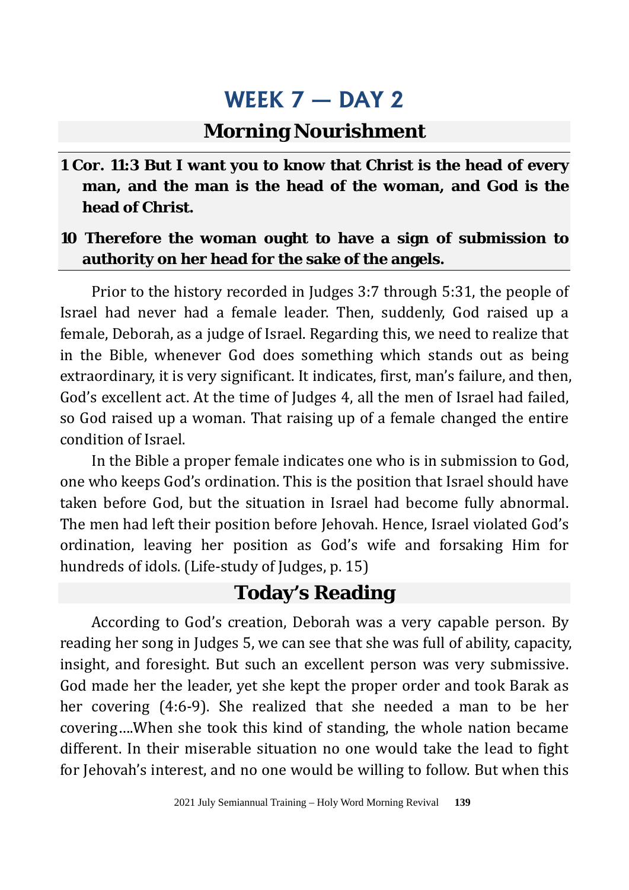# WEEK 7 — DAY 2

## Morning Nourishment

**1 Cor. 11:3 But I want you to know that Christ is the head of every man, and the man is the head of the woman, and God is the head of Christ.**

**10 Therefore the woman ought to have a sign of submission to authority on her head for the sake of the angels.**

Prior to the history recorded in Judges 3:7 through 5:31, the people of Israel had never had a female leader. Then, suddenly, God raised up a female, Deborah, as a judge of Israel. Regarding this, we need to realize that in the Bible, whenever God does something which stands out as being extraordinary, it is very significant. It indicates, first, man's failure, and then, God's excellent act. At the time of Judges 4, all the men of Israel had failed, so God raised up a woman. That raising up of a female changed the entire condition of Israel.

In the Bible a proper female indicates one who is in submission to God, one who keeps God's ordination. This is the position that Israel should have taken before God, but the situation in Israel had become fully abnormal. The men had left their position before Jehovah. Hence, Israel violated God's ordination, leaving her position as God's wife and forsaking Him for hundreds of idols. (Life-study of Judges, p. 15)

## Today's Reading

According to God's creation, Deborah was a very capable person. By reading her song in Judges 5, we can see that she was full of ability, capacity, insight, and foresight. But such an excellent person was very submissive. God made her the leader, yet she kept the proper order and took Barak as her covering (4:6-9). She realized that she needed a man to be her covering....When she took this kind of standing, the whole nation became different. In their miserable situation no one would take the lead to fight for Jehovah's interest, and no one would be willing to follow. But when this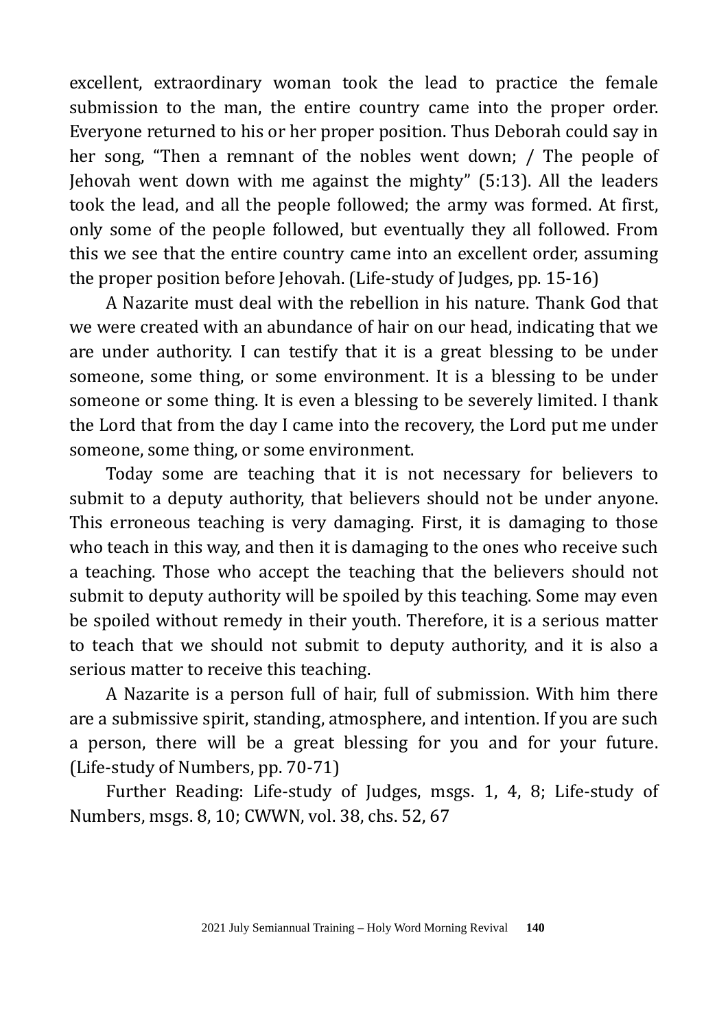excellent, extraordinary woman took the lead to practice the female submission to the man, the entire country came into the proper order. Everyone returned to his or her proper position. Thus Deborah could say in her song, "Then a remnant of the nobles went down; / The people of Jehovah went down with me against the mighty" (5:13). All the leaders took the lead, and all the people followed; the army was formed. At first, only some of the people followed, but eventually they all followed. From this we see that the entire country came into an excellent order, assuming the proper position before Jehovah. (Life-study of Judges, pp. 15-16)

A Nazarite must deal with the rebellion in his nature. Thank God that we were created with an abundance of hair on our head, indicating that we are under authority. I can testify that it is a great blessing to be under someone, some thing, or some environment. It is a blessing to be under someone or some thing. It is even a blessing to be severely limited. I thank the Lord that from the day I came into the recovery, the Lord put me under someone, some thing, or some environment.

Today some are teaching that it is not necessary for believers to submit to a deputy authority, that believers should not be under anyone. This erroneous teaching is very damaging. First, it is damaging to those who teach in this way, and then it is damaging to the ones who receive such a teaching. Those who accept the teaching that the believers should not submit to deputy authority will be spoiled by this teaching. Some may even be spoiled without remedy in their youth. Therefore, it is a serious matter to teach that we should not submit to deputy authority, and it is also a serious matter to receive this teaching.

A Nazarite is a person full of hair, full of submission. With him there are a submissive spirit, standing, atmosphere, and intention. If you are such a person, there will be a great blessing for you and for your future. (Life-study of Numbers, pp. 70-71)

Further Reading: Life-study of Judges, msgs. 1, 4, 8; Life-study of Numbers, msgs. 8, 10; CWWN, vol. 38, chs. 52, 67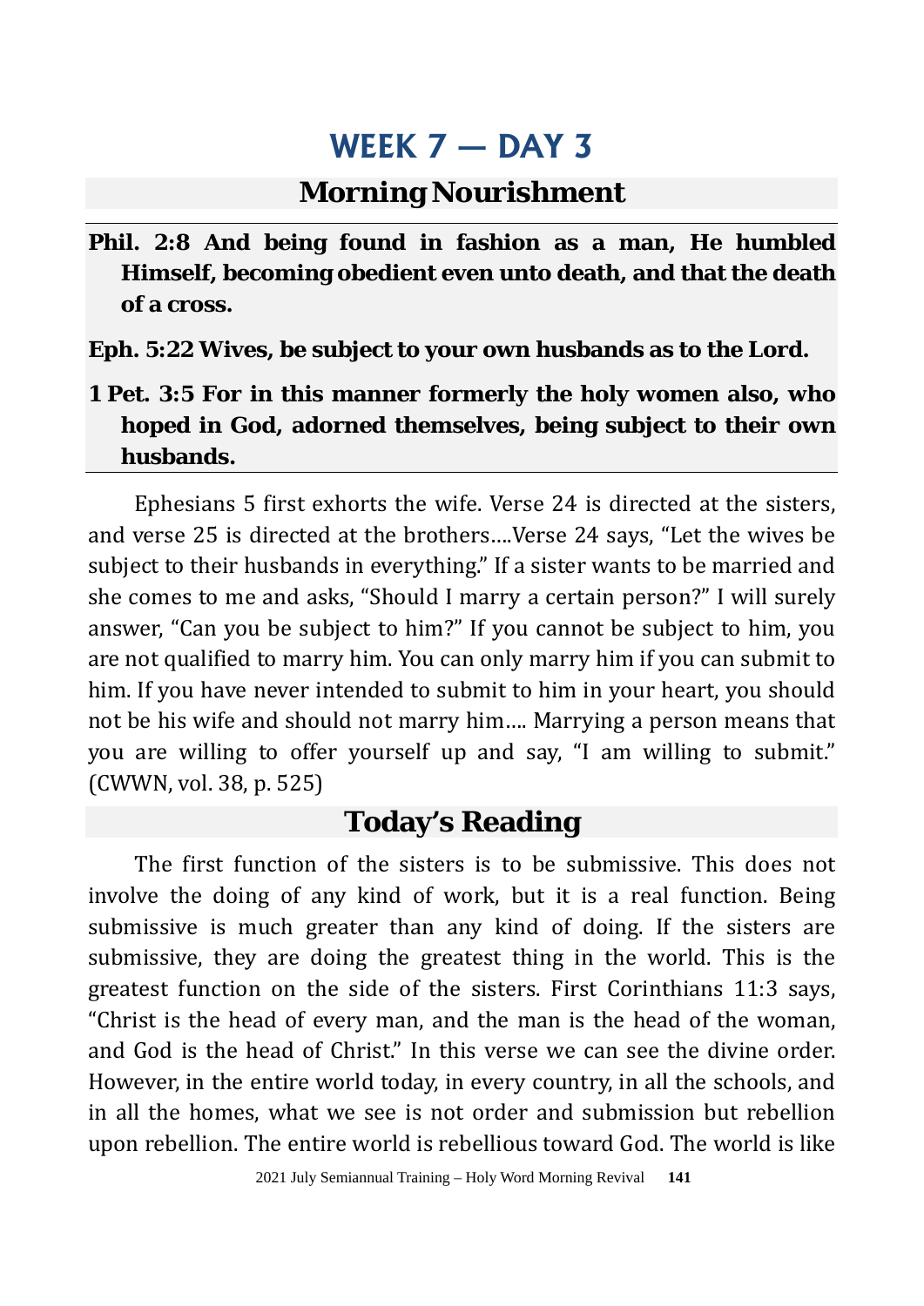# WEEK 7 — DAY 3

## Morning Nourishment

**Phil. 2:8 And being found in fashion as a man, He humbled Himself, becoming obedient even unto death, and that the death of a cross.**

**Eph. 5:22 Wives, be subject to your own husbands as to the Lord.**

**1 Pet. 3:5 For in this manner formerly the holy women also, who hoped in God, adorned themselves, being subject to their own husbands.**

Ephesians 5 first exhorts the wife. Verse 24 is directed at the sisters, and verse 25 is directed at the brothers....Verse 24 says, “Let the wives be subject to their husbands in everything.” If a sister wants to be married and she comes to me and asks, “Should I marry a certain person?” I will surely answer, “Can you be subject to him?” If you cannot be subject to him, you are not qualified to marry him. You can only marry him if you can submit to him. If you have never intended to submit to him in your heart, you should not be his wife and should not marry him.... Marrying a person means that you are willing to offer yourself up and say, “I am willing to submit.” (CWWN, vol. 38, p. 525)

## Today’s Reading

The first function of the sisters is to be submissive. This does not involve the doing of any kind of work, but it is a real function. Being submissive is much greater than any kind of doing. If the sisters are submissive, they are doing the greatest thing in the world. This is the greatest function on the side of the sisters. First Corinthians 11:3 says, “Christ is the head of every man, and the man is the head of the woman, and God is the head of Christ.” In this verse we can see the divine order. However, in the entire world today, in every country, in all the schools, and in all the homes, what we see is not order and submission but rebellion upon rebellion. The entire world is rebellious toward God. The world is like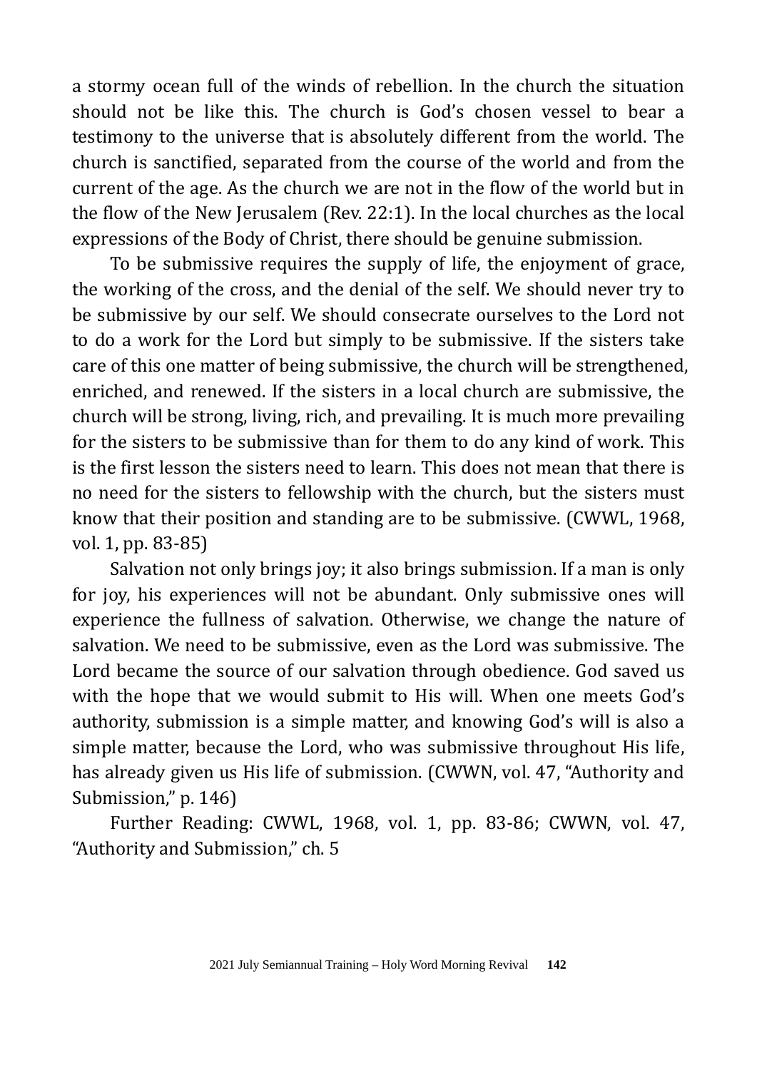a stormy ocean full of the winds of rebellion. In the church the situation should not be like this. The church is God's chosen vessel to bear a testimony to the universe that is absolutely different from the world. The church is sanctified, separated from the course of the world and from the current of the age. As the church we are not in the flow of the world but in the flow of the New Jerusalem (Rev. 22:1). In the local churches as the local expressions of the Body of Christ, there should be genuine submission.

To be submissive requires the supply of life, the enjoyment of grace, the working of the cross, and the denial of the self. We should never try to be submissive by our self. We should consecrate ourselves to the Lord not to do a work for the Lord but simply to be submissive. If the sisters take care of this one matter of being submissive, the church will be strengthened, enriched, and renewed. If the sisters in a local church are submissive, the church will be strong, living, rich, and prevailing. It is much more prevailing for the sisters to be submissive than for them to do any kind of work. This is the first lesson the sisters need to learn. This does not mean that there is no need for the sisters to fellowship with the church, but the sisters must know that their position and standing are to be submissive. (CWWL, 1968, vol. 1, pp. 83-85)

Salvation not only brings joy; it also brings submission. If a man is only for joy, his experiences will not be abundant. Only submissive ones will experience the fullness of salvation. Otherwise, we change the nature of salvation. We need to be submissive, even as the Lord was submissive. The Lord became the source of our salvation through obedience. God saved us with the hope that we would submit to His will. When one meets God's authority, submission is a simple matter, and knowing God's will is also a simple matter, because the Lord, who was submissive throughout His life, has already given us His life of submission. (CWWN, vol. 47, "Authority and Submission," p. 146)

Further Reading: CWWL, 1968, vol. 1, pp. 83-86; CWWN, vol. 47, "Authority and Submission," ch. 5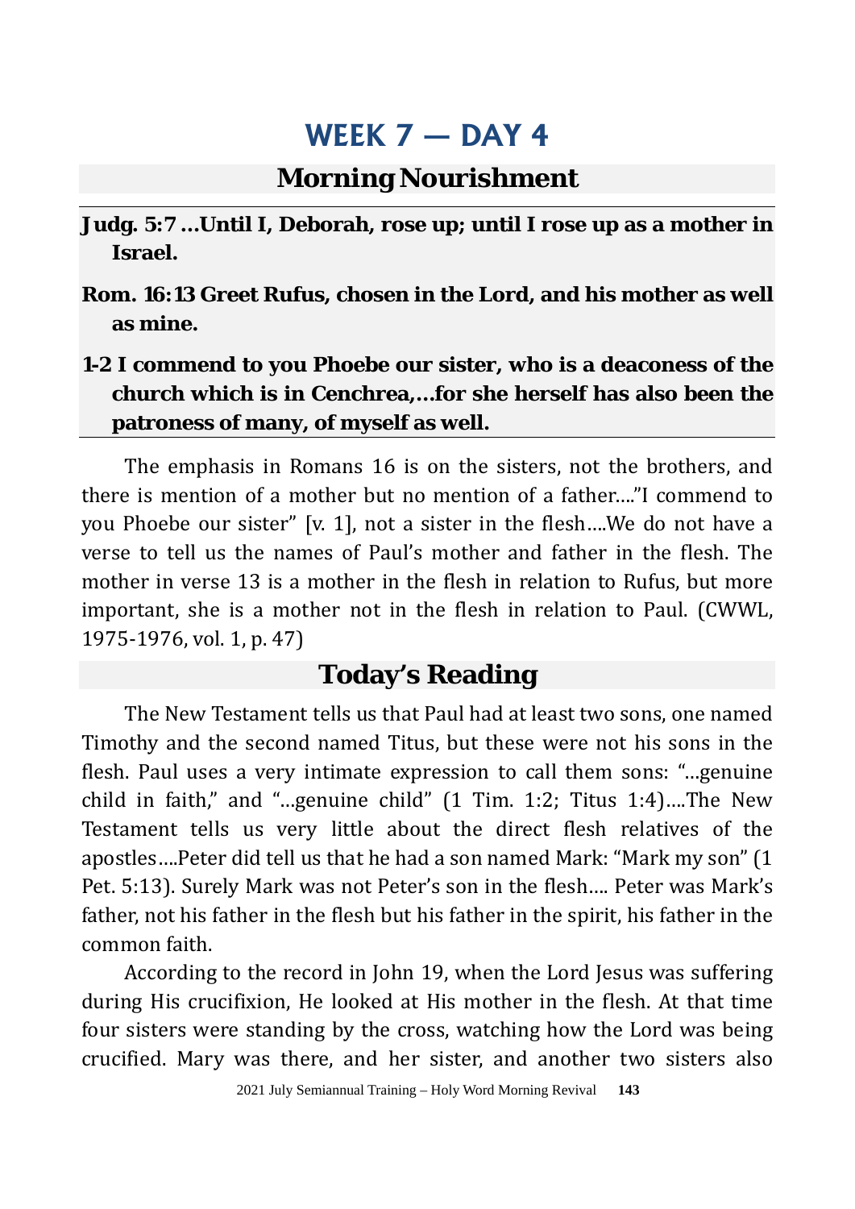# WEEK 7 — DAY 4

## Morning Nourishment

**Judg. 5:7 ...Until I, Deborah, rose up; until I rose up as a mother in Israel.**

**Rom. 16:13 Greet Rufus, chosen in the Lord, and his mother as well as mine.**

**1-2 I commend to you Phoebe our sister, who is a deaconess of the church which is in Cenchrea,...for she herself has also been the patroness of many, of myself as well.**

The emphasis in Romans 16 is on the sisters, not the brothers, and there is mention of a mother but no mention of a father...."I commend to you Phoebe our sister" [v. 1], not a sister in the flesh....We do not have a verse to tell us the names of Paul's mother and father in the flesh. The mother in verse 13 is a mother in the flesh in relation to Rufus, but more important, she is a mother not in the flesh in relation to Paul. (CWWL, 1975-1976, vol. 1, p. 47)

## Today's Reading

The New Testament tells us that Paul had at least two sons, one named Timothy and the second named Titus, but these were not his sons in the flesh. Paul uses a very intimate expression to call them sons: "...genuine child in faith," and "...genuine child" (1 Tim. 1:2; Titus 1:4)....The New Testament tells us very little about the direct flesh relatives of the apostles....Peter did tell us that he had a son named Mark: "Mark my son" (1 Pet. 5:13). Surely Mark was not Peter's son in the flesh.... Peter was Mark's father, not his father in the flesh but his father in the spirit, his father in the common faith.

According to the record in John 19, when the Lord Jesus was suffering during His crucifixion, He looked at His mother in the flesh. At that time four sisters were standing by the cross, watching how the Lord was being crucified. Mary was there, and her sister, and another two sisters also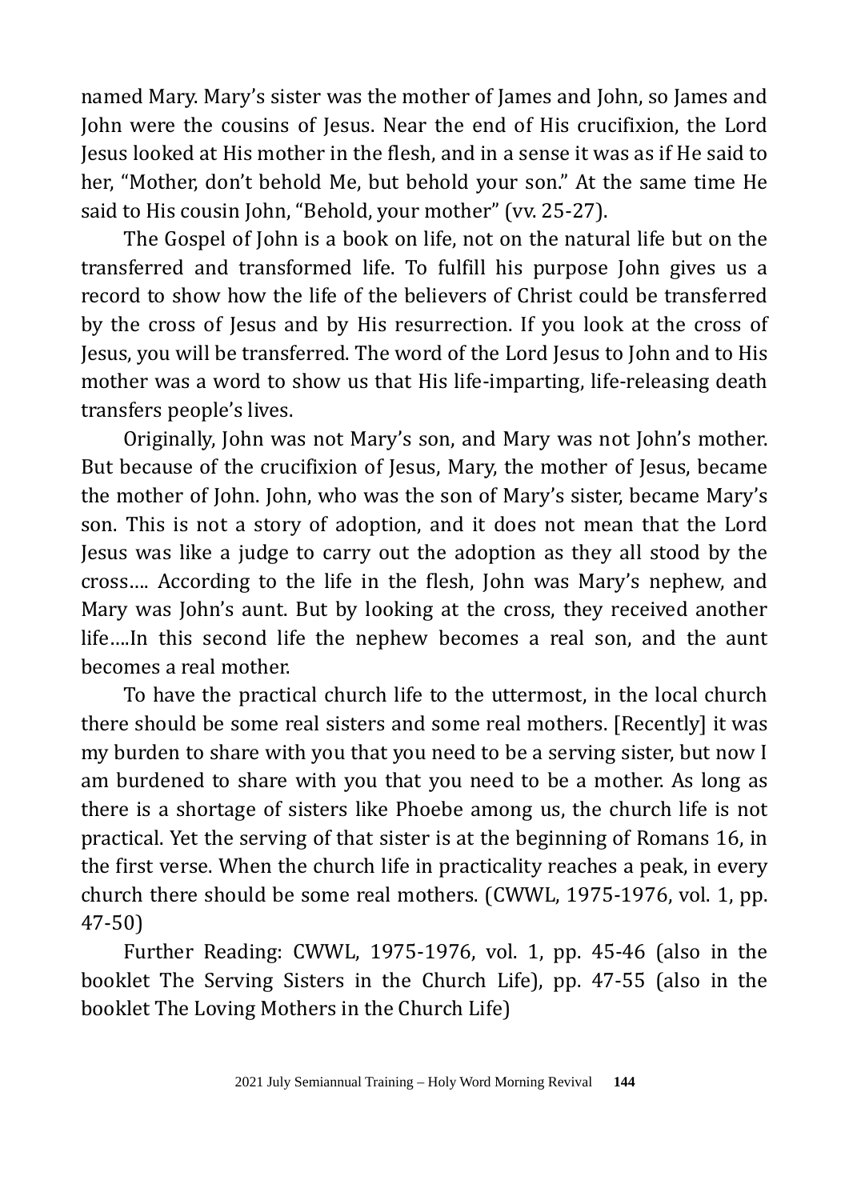named Mary. Mary's sister was the mother of James and John, so James and John were the cousins of Jesus. Near the end of His crucifixion, the Lord Jesus looked at His mother in the flesh, and in a sense it was as if He said to her, "Mother, don't behold Me, but behold your son." At the same time He said to His cousin John, "Behold, your mother" (vv. 25-27).

The Gospel of John is a book on life, not on the natural life but on the transferred and transformed life. To fulfill his purpose John gives us a record to show how the life of the believers of Christ could be transferred by the cross of Jesus and by His resurrection. If you look at the cross of Jesus, you will be transferred. The word of the Lord Jesus to John and to His mother was a word to show us that His life-imparting, life-releasing death transfers people's lives.

Originally, John was not Mary's son, and Mary was not John's mother. But because of the crucifixion of Jesus, Mary, the mother of Jesus, became the mother of John. John, who was the son of Mary's sister, became Mary's son. This is not a story of adoption, and it does not mean that the Lord Jesus was like a judge to carry out the adoption as they all stood by the cross…. According to the life in the flesh, John was Mary's nephew, and Mary was John's aunt. But by looking at the cross, they received another life….In this second life the nephew becomes a real son, and the aunt becomes a real mother.

To have the practical church life to the uttermost, in the local church there should be some real sisters and some real mothers. [Recently] it was my burden to share with you that you need to be a serving sister, but now I am burdened to share with you that you need to be a mother. As long as there is a shortage of sisters like Phoebe among us, the church life is not practical. Yet the serving of that sister is at the beginning of Romans 16, in the first verse. When the church life in practicality reaches a peak, in every church there should be some real mothers. (CWWL, 1975-1976, vol. 1, pp. 47-50)

Further Reading: CWWL, 1975-1976, vol. 1, pp. 45-46 (also in the booklet The Serving Sisters in the Church Life), pp. 47-55 (also in the booklet The Loving Mothers in the Church Life)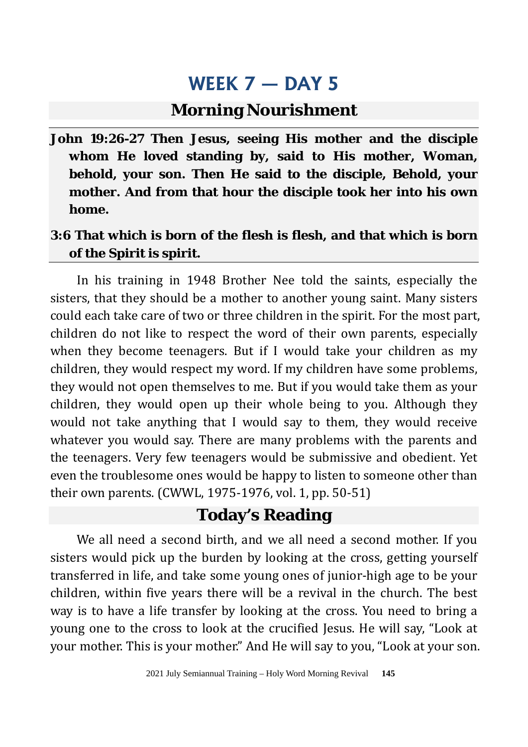# WEEK 7 — DAY 5

## Morning Nourishment

**John 19:26-27 Then Jesus, seeing His mother and the disciple whom He loved standing by, said to His mother, Woman, behold, your son. Then He said to the disciple, Behold, your mother. And from that hour the disciple took her into his own home.**

**3:6 That which is born of the flesh is flesh, and that which is born of the Spirit is spirit.**

In his training in 1948 Brother Nee told the saints, especially the sisters, that they should be a mother to another young saint. Many sisters could each take care of two or three children in the spirit. For the most part, children do not like to respect the word of their own parents, especially when they become teenagers. But if I would take your children as my children, they would respect my word. If my children have some problems, they would not open themselves to me. But if you would take them as your children, they would open up their whole being to you. Although they would not take anything that I would say to them, they would receive whatever you would say. There are many problems with the parents and the teenagers. Very few teenagers would be submissive and obedient. Yet even the troublesome ones would be happy to listen to someone other than their own parents. (CWWL, 1975-1976, vol. 1, pp. 50-51)

## Today's Reading

We all need a second birth, and we all need a second mother. If you sisters would pick up the burden by looking at the cross, getting yourself transferred in life, and take some young ones of junior-high age to be your children, within five years there will be a revival in the church. The best way is to have a life transfer by looking at the cross. You need to bring a young one to the cross to look at the crucified Jesus. He will say, "Look at your mother. This is your mother." And He will say to you, "Look at your son.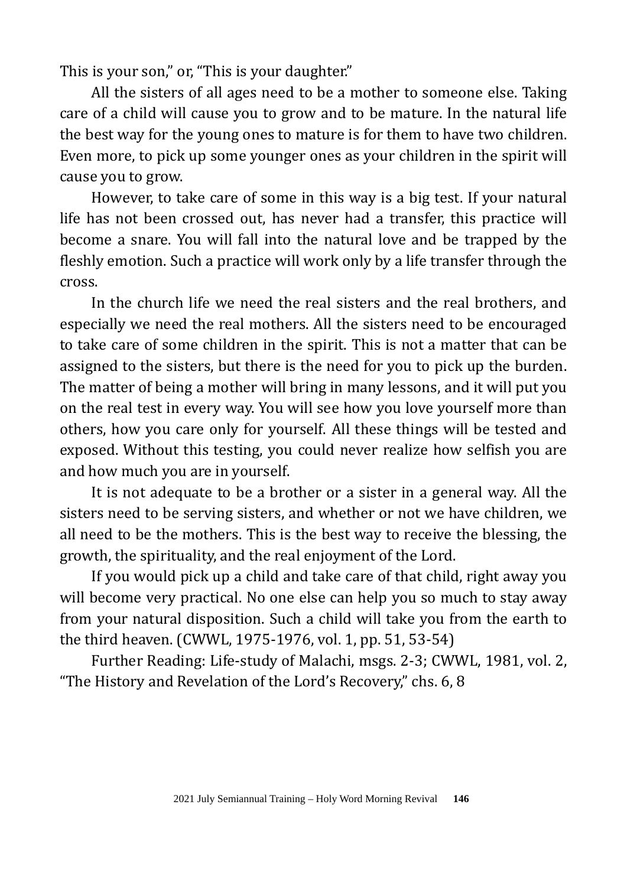This is your son," or, "This is your daughter."

All the sisters of all ages need to be a mother to someone else. Taking care of a child will cause you to grow and to be mature. In the natural life the best way for the young ones to mature is for them to have two children. Even more, to pick up some younger ones as your children in the spirit will cause you to grow.

However, to take care of some in this way is a big test. If your natural life has not been crossed out, has never had a transfer, this practice will become a snare. You will fall into the natural love and be trapped by the fleshly emotion. Such a practice will work only by a life transfer through the cross.

In the church life we need the real sisters and the real brothers, and especially we need the real mothers. All the sisters need to be encouraged to take care of some children in the spirit. This is not a matter that can be assigned to the sisters, but there is the need for you to pick up the burden. The matter of being a mother will bring in many lessons, and it will put you on the real test in every way. You will see how you love yourself more than others, how you care only for yourself. All these things will be tested and exposed. Without this testing, you could never realize how selfish you are and how much you are in yourself.

It is not adequate to be a brother or a sister in a general way. All the sisters need to be serving sisters, and whether or not we have children, we all need to be the mothers. This is the best way to receive the blessing, the growth, the spirituality, and the real enjoyment of the Lord.

If you would pick up a child and take care of that child, right away you will become very practical. No one else can help you so much to stay away from your natural disposition. Such a child will take you from the earth to the third heaven. (CWWL, 1975-1976, vol. 1, pp. 51, 53-54)

Further Reading: Life-study of Malachi, msgs. 2-3; CWWL, 1981, vol. 2, "The History and Revelation of the Lord's Recovery," chs. 6, 8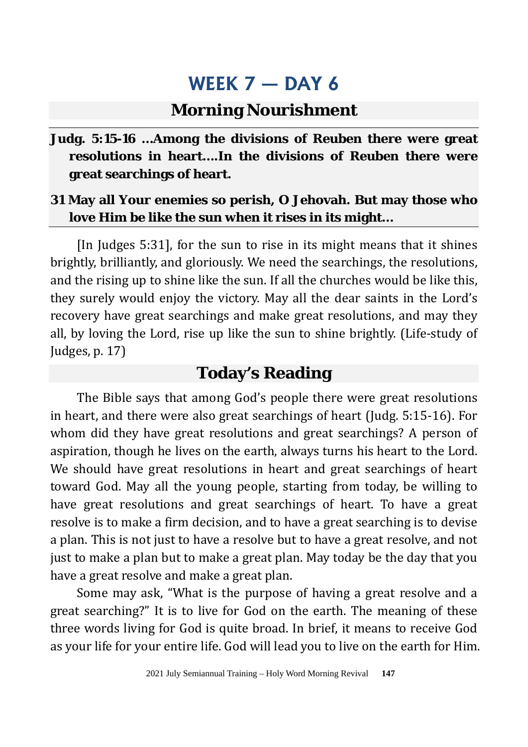# WEEK 7 — DAY 6

## Morning Nourishment

**Judg. 5:15-16 ...Among the divisions of Reuben there were great resolutions in heart....In the divisions of Reuben there were great searchings of heart.**

**31 May all Your enemies so perish, O Jehovah. But may those who love Him be like the sun when it rises in its might...**

[In Judges 5:31], for the sun to rise in its might means that it shines brightly, brilliantly, and gloriously. We need the searchings, the resolutions, and the rising up to shine like the sun. If all the churches would be like this, they surely would enjoy the victory. May all the dear saints in the Lord's recovery have great searchings and make great resolutions, and may they all, by loving the Lord, rise up like the sun to shine brightly. (Life-study of Judges, p. 17)

## Today's Reading

The Bible says that among God's people there were great resolutions in heart, and there were also great searchings of heart (Judg. 5:15-16). For whom did they have great resolutions and great searchings? A person of aspiration, though he lives on the earth, always turns his heart to the Lord. We should have great resolutions in heart and great searchings of heart toward God. May all the young people, starting from today, be willing to have great resolutions and great searchings of heart. To have a great resolve is to make a firm decision, and to have a great searching is to devise a plan. This is not just to have a resolve but to have a great resolve, and not just to make a plan but to make a great plan. May today be the day that you have a great resolve and make a great plan.

Some may ask, "What is the purpose of having a great resolve and a great searching?" It is to live for God on the earth. The meaning of these three words living for God is quite broad. In brief, it means to receive God as your life for your entire life. God will lead you to live on the earth for Him.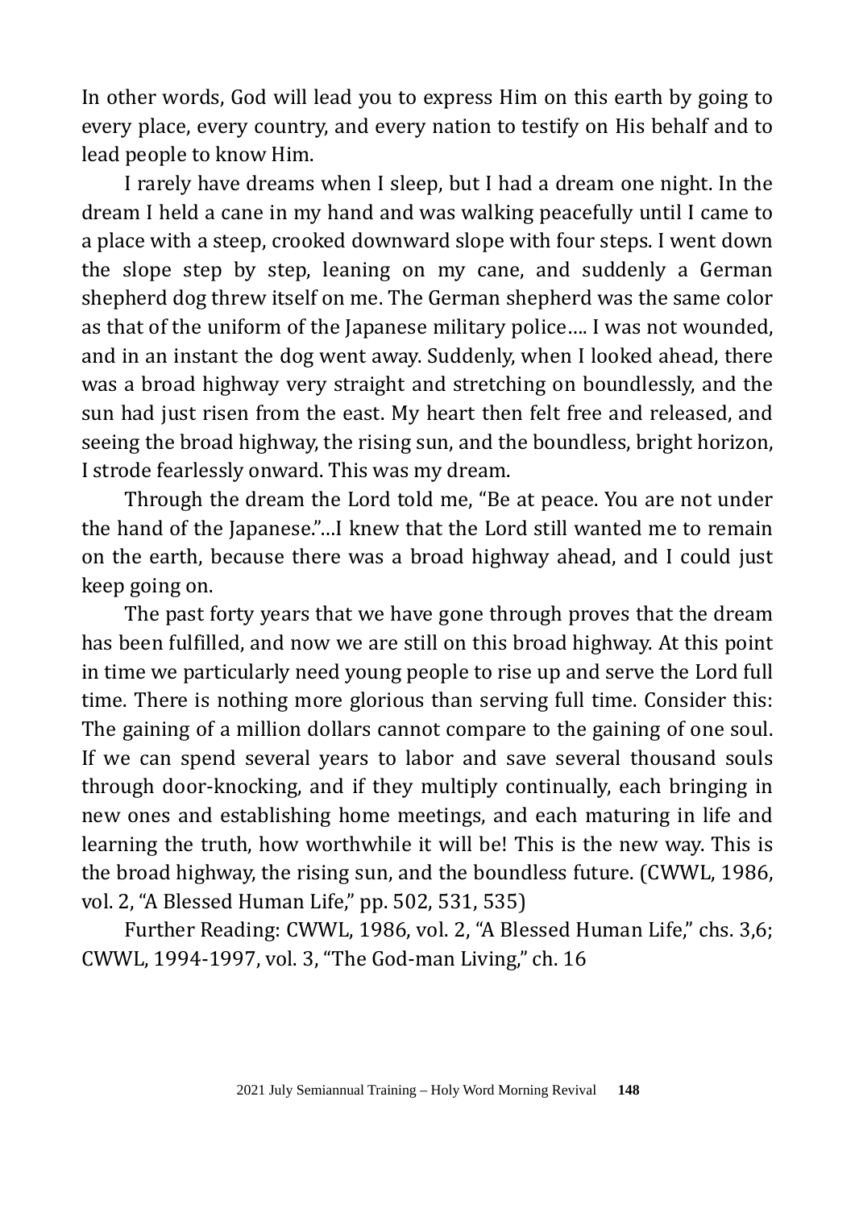In other words, God will lead you to express Him on this earth by going to every place, every country, and every nation to testify on His behalf and to lead people to know Him.

I rarely have dreams when I sleep, but I had a dream one night. In the dream I held a cane in my hand and was walking peacefully until I came to a place with a steep, crooked downward slope with four steps. I went down the slope step by step, leaning on my cane, and suddenly a German shepherd dog threw itself on me. The German shepherd was the same color as that of the uniform of the Japanese military police…. I was not wounded, and in an instant the dog went away. Suddenly, when I looked ahead, there was a broad highway very straight and stretching on boundlessly, and the sun had just risen from the east. My heart then felt free and released, and seeing the broad highway, the rising sun, and the boundless, bright horizon, I strode fearlessly onward. This was my dream.

Through the dream the Lord told me, "Be at peace. You are not under the hand of the Japanese."…I knew that the Lord still wanted me to remain on the earth, because there was a broad highway ahead, and I could just keep going on.

The past forty years that we have gone through proves that the dream has been fulfilled, and now we are still on this broad highway. At this point in time we particularly need young people to rise up and serve the Lord full time. There is nothing more glorious than serving full time. Consider this: The gaining of a million dollars cannot compare to the gaining of one soul. If we can spend several years to labor and save several thousand souls through door-knocking, and if they multiply continually, each bringing in new ones and establishing home meetings, and each maturing in life and learning the truth, how worthwhile it will be! This is the new way. This is the broad highway, the rising sun, and the boundless future. (CWWL, 1986, vol. 2, "A Blessed Human Life," pp. 502, 531, 535)

Further Reading: CWWL, 1986, vol. 2, "A Blessed Human Life," chs. 3,6; CWWL, 1994-1997, vol. 3, "The God-man Living," ch. 16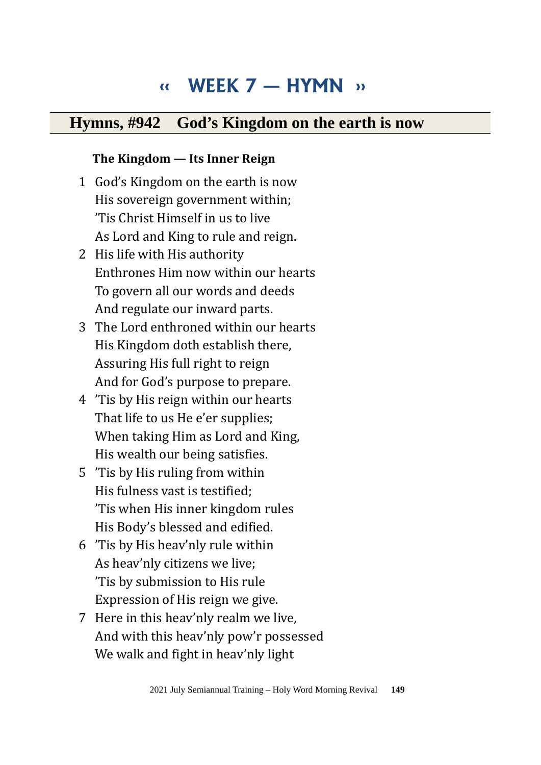# « WEEK 7 — HYMN »

## Hymns, #942 God's Kingdom on the earth is now

**The Kingdom — Its Inner Reign**

1 God's Kingdom on the earth is now
His sovereign government within;
'Tis Christ Himself in us to live
As Lord and King to rule and reign.

2 His life with His authority
Enthrones Him now within our hearts
To govern all our words and deeds
And regulate our inward parts.

3 The Lord enthroned within our hearts
His Kingdom doth establish there,
Assuring His full right to reign
And for God's purpose to prepare.

4 'Tis by His reign within our hearts
That life to us He e'er supplies;
When taking Him as Lord and King,
His wealth our being satisfies.

5 'Tis by His ruling from within
His fulness vast is testified;
'Tis when His inner kingdom rules
His Body's blessed and edified.

6 'Tis by His heav'nly rule within
As heav'nly citizens we live;
'Tis by submission to His rule
Expression of His reign we give.

7 Here in this heav'nly realm we live,
And with this heav'nly pow'r possessed
We walk and fight in heav'nly light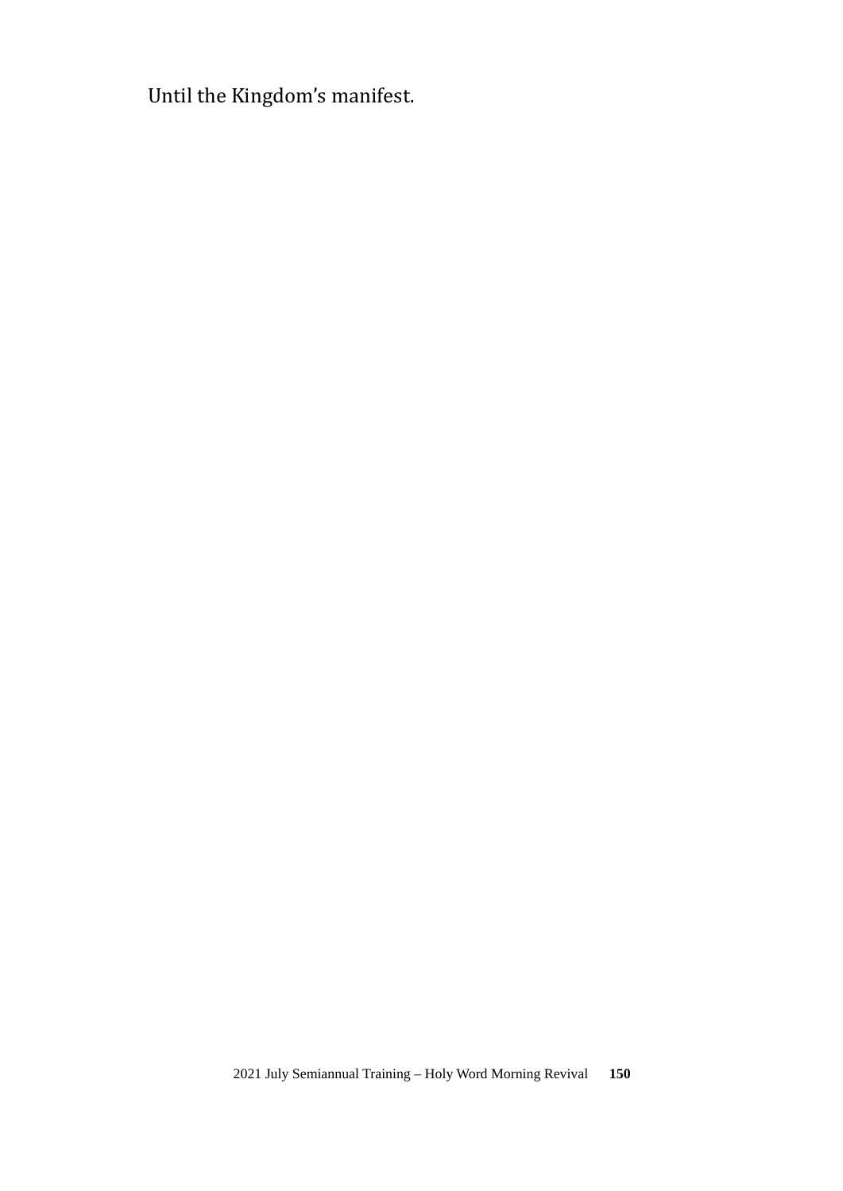Until the Kingdom's manifest.